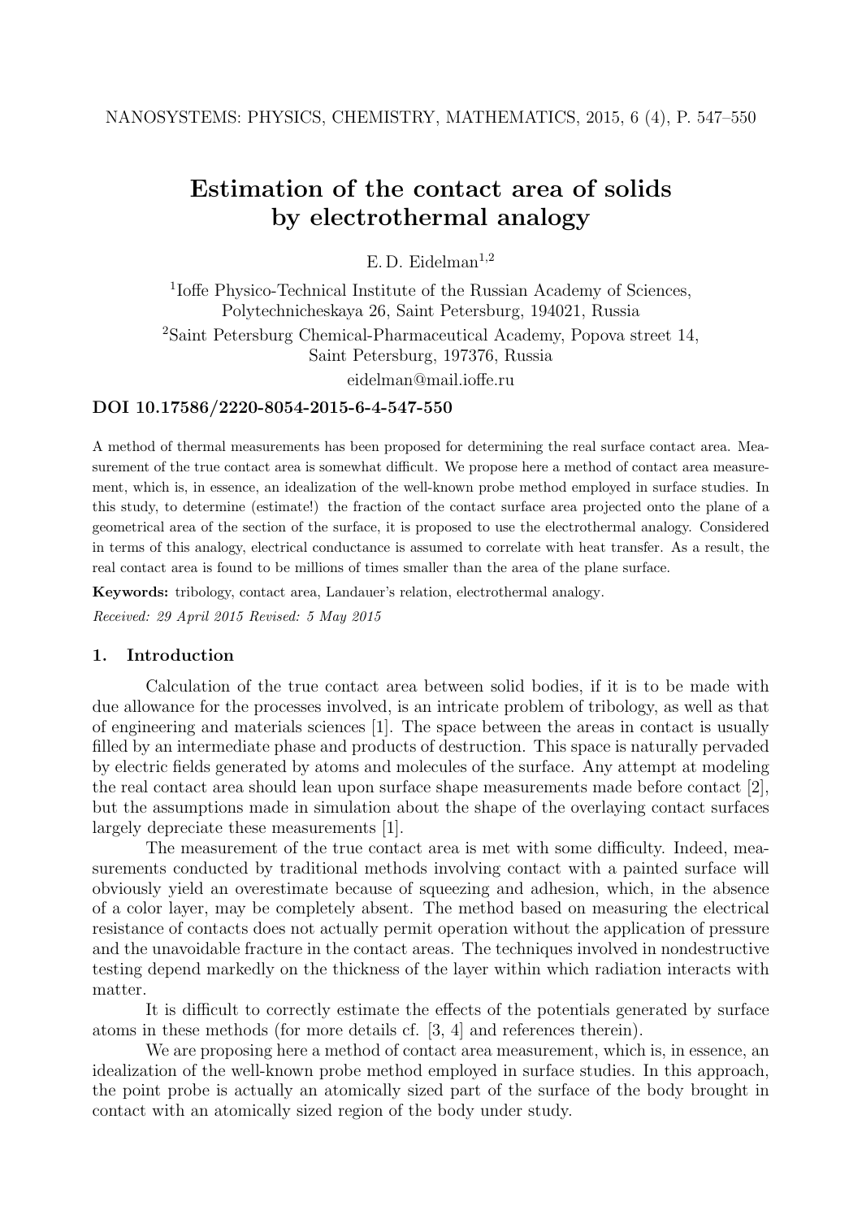# Estimation of the contact area of solids by electrothermal analogy

E. D. Eidelman[1,2]

[1]Ioffe Physico-Technical Institute of the Russian Academy of Sciences, Polytechnicheskaya 26, Saint Petersburg, 194021, Russia

[2]Saint Petersburg Chemical-Pharmaceutical Academy, Popova street 14, Saint Petersburg, 197376, Russia

eidelman@mail.ioffe.ru

**DOI 10.17586/2220-8054-2015-6-4-547-550**

A method of thermal measurements has been proposed for determining the real surface contact area. Measurement of the true contact area is somewhat difficult. We propose here a method of contact area measurement, which is, in essence, an idealization of the well-known probe method employed in surface studies. In this study, to determine (estimate!) the fraction of the contact surface area projected onto the plane of a geometrical area of the section of the surface, it is proposed to use the electrothermal analogy. Considered in terms of this analogy, electrical conductance is assumed to correlate with heat transfer. As a result, the real contact area is found to be millions of times smaller than the area of the plane surface.

**Keywords:** tribology, contact area, Landauer's relation, electrothermal analogy.

*Received: 29 April 2015 Revised: 5 May 2015*

## 1. Introduction

Calculation of the true contact area between solid bodies, if it is to be made with due allowance for the processes involved, is an intricate problem of tribology, as well as that of engineering and materials sciences [1]. The space between the areas in contact is usually filled by an intermediate phase and products of destruction. This space is naturally pervaded by electric fields generated by atoms and molecules of the surface. Any attempt at modeling the real contact area should lean upon surface shape measurements made before contact [2], but the assumptions made in simulation about the shape of the overlaying contact surfaces largely depreciate these measurements [1].

The measurement of the true contact area is met with some difficulty. Indeed, measurements conducted by traditional methods involving contact with a painted surface will obviously yield an overestimate because of squeezing and adhesion, which, in the absence of a color layer, may be completely absent. The method based on measuring the electrical resistance of contacts does not actually permit operation without the application of pressure and the unavoidable fracture in the contact areas. The techniques involved in nondestructive testing depend markedly on the thickness of the layer within which radiation interacts with matter.

It is difficult to correctly estimate the effects of the potentials generated by surface atoms in these methods (for more details cf. [3, 4] and references therein).

We are proposing here a method of contact area measurement, which is, in essence, an idealization of the well-known probe method employed in surface studies. In this approach, the point probe is actually an atomically sized part of the surface of the body brought in contact with an atomically sized region of the body under study.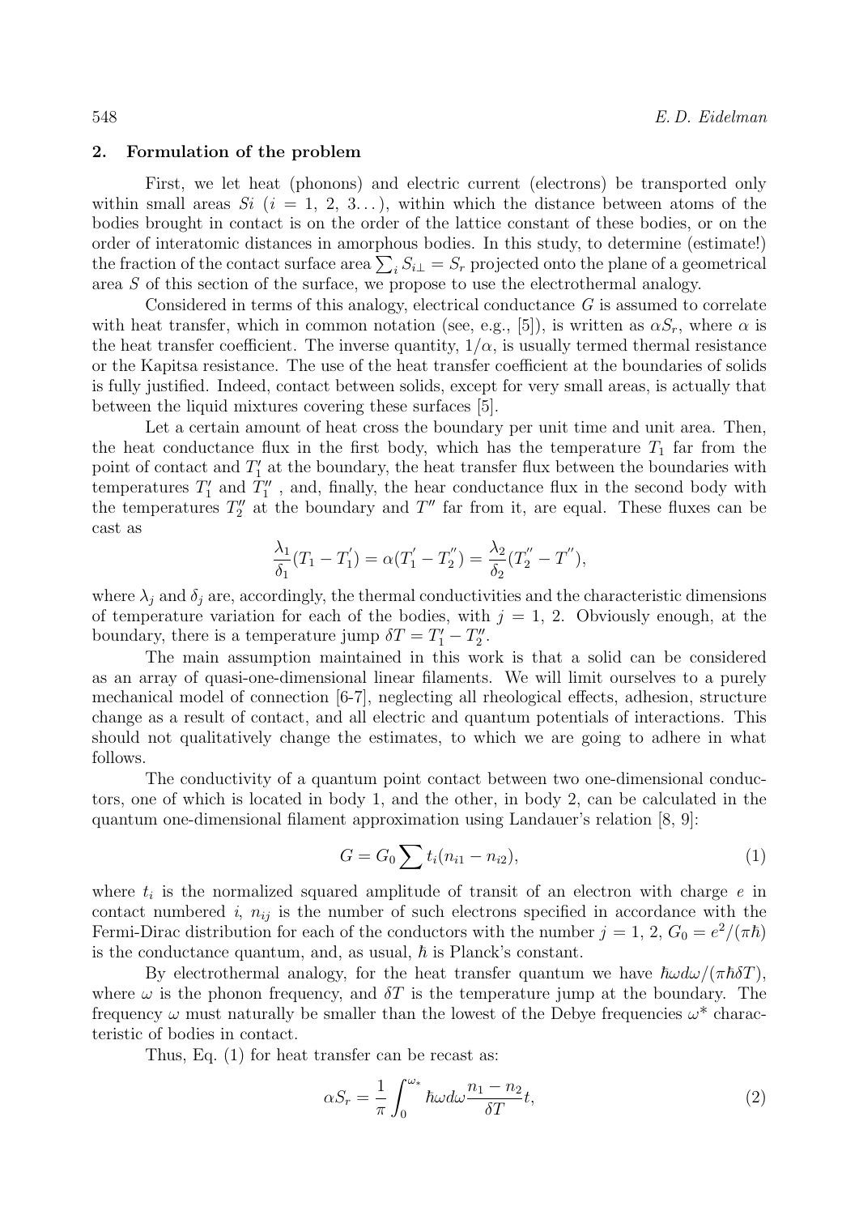## 2. Formulation of the problem

First, we let heat (phonons) and electric current (electrons) be transported only within small areas $Si$ ($i = 1, 2, 3 \ldots$), within which the distance between atoms of the bodies brought in contact is on the order of the lattice constant of these bodies, or on the order of interatomic distances in amorphous bodies. In this study, to determine (estimate!) the fraction of the contact surface area $\sum_i S_{i\perp} = S_r$ projected onto the plane of a geometrical area $S$ of this section of the surface, we propose to use the electrothermal analogy.

Considered in terms of this analogy, electrical conductance $G$ is assumed to correlate with heat transfer, which in common notation (see, e.g., [5]), is written as $\alpha S_r$, where $\alpha$ is the heat transfer coefficient. The inverse quantity, $1/\alpha$, is usually termed thermal resistance or the Kapitsa resistance. The use of the heat transfer coefficient at the boundaries of solids is fully justified. Indeed, contact between solids, except for very small areas, is actually that between the liquid mixtures covering these surfaces [5].

Let a certain amount of heat cross the boundary per unit time and unit area. Then, the heat conductance flux in the first body, which has the temperature $T_1$ far from the point of contact and $T_1'$ at the boundary, the heat transfer flux between the boundaries with temperatures $T_1'$ and $T_1''$ , and, finally, the hear conductance flux in the second body with the temperatures $T_2''$ at the boundary and $T''$ far from it, are equal. These fluxes can be cast as

$$\frac{\lambda_1}{\delta_1}(T_1 - T_1^{'}) = \alpha(T_1^{'} - T_2^{''}) = \frac{\lambda_2}{\delta_2}(T_2^{''} - T^{''}),$$

where $\lambda_j$ and $\delta_j$ are, accordingly, the thermal conductivities and the characteristic dimensions of temperature variation for each of the bodies, with $j = 1, 2$. Obviously enough, at the boundary, there is a temperature jump $\delta T = T_1' - T_2''$.

The main assumption maintained in this work is that a solid can be considered as an array of quasi-one-dimensional linear filaments. We will limit ourselves to a purely mechanical model of connection [6-7], neglecting all rheological effects, adhesion, structure change as a result of contact, and all electric and quantum potentials of interactions. This should not qualitatively change the estimates, to which we are going to adhere in what follows.

The conductivity of a quantum point contact between two one-dimensional conductors, one of which is located in body 1, and the other, in body 2, can be calculated in the quantum one-dimensional filament approximation using Landauer's relation [8, 9]:

$$G = G_0 \sum t_i(n_{i1} - n_{i2}), \tag{1}$$

where $t_i$ is the normalized squared amplitude of transit of an electron with charge $e$ in contact numbered $i$, $n_{ij}$ is the number of such electrons specified in accordance with the Fermi-Dirac distribution for each of the conductors with the number $j = 1, 2$, $G_0 = e^2/(\pi\hbar)$ is the conductance quantum, and, as usual, $\hbar$ is Planck's constant.

By electrothermal analogy, for the heat transfer quantum we have $\hbar\omega d\omega/(\pi\hbar\delta T)$, where $\omega$ is the phonon frequency, and $\delta T$ is the temperature jump at the boundary. The frequency $\omega$ must naturally be smaller than the lowest of the Debye frequencies $\omega^*$ characteristic of bodies in contact.

Thus, Eq. (1) for heat transfer can be recast as:

$$\alpha S_r = \frac{1}{\pi} \int_0^{\omega_*} \hbar\omega d\omega \frac{n_1 - n_2}{\delta T} t, \tag{2}$$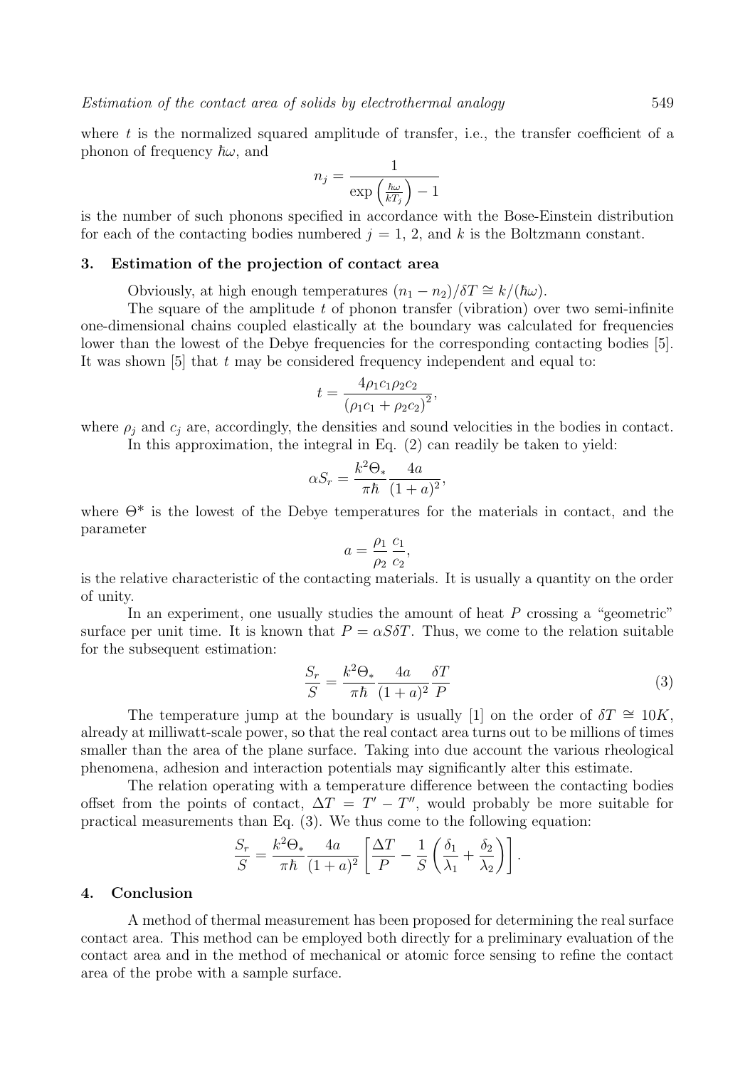where $t$ is the normalized squared amplitude of transfer, i.e., the transfer coefficient of a phonon of frequency $\hbar\omega$, and

$$n_j = \frac{1}{\exp\left(\frac{\hbar\omega}{kT_j}\right) - 1}$$

is the number of such phonons specified in accordance with the Bose-Einstein distribution for each of the contacting bodies numbered $j = 1, 2$, and $k$ is the Boltzmann constant.

## 3. Estimation of the projection of contact area

Obviously, at high enough temperatures $(n_1 - n_2)/\delta T \cong k/(\hbar\omega)$.

The square of the amplitude $t$ of phonon transfer (vibration) over two semi-infinite one-dimensional chains coupled elastically at the boundary was calculated for frequencies lower than the lowest of the Debye frequencies for the corresponding contacting bodies [5]. It was shown [5] that $t$ may be considered frequency independent and equal to:

$$t = \frac{4\rho_1 c_1 \rho_2 c_2}{(\rho_1 c_1 + \rho_2 c_2)^2},$$

where $\rho_j$ and $c_j$ are, accordingly, the densities and sound velocities in the bodies in contact.

In this approximation, the integral in Eq. (2) can readily be taken to yield:

$$\alpha S_r = \frac{k^2 \Theta_*}{\pi\hbar} \frac{4a}{(1+a)^2},$$

where $\Theta^*$ is the lowest of the Debye temperatures for the materials in contact, and the parameter

$$a = \frac{\rho_1}{\rho_2} \frac{c_1}{c_2},$$

is the relative characteristic of the contacting materials. It is usually a quantity on the order of unity.

In an experiment, one usually studies the amount of heat $P$ crossing a "geometric" surface per unit time. It is known that $P = \alpha S \delta T$. Thus, we come to the relation suitable for the subsequent estimation:

$$\frac{S_r}{S} = \frac{k^2 \Theta_*}{\pi\hbar} \frac{4a}{(1+a)^2} \frac{\delta T}{P} \tag{3}$$

The temperature jump at the boundary is usually [1] on the order of $\delta T \cong 10K$, already at milliwatt-scale power, so that the real contact area turns out to be millions of times smaller than the area of the plane surface. Taking into due account the various rheological phenomena, adhesion and interaction potentials may significantly alter this estimate.

The relation operating with a temperature difference between the contacting bodies offset from the points of contact, $\Delta T = T' - T''$, would probably be more suitable for practical measurements than Eq. (3). We thus come to the following equation:

$$\frac{S_r}{S} = \frac{k^2 \Theta_*}{\pi\hbar} \frac{4a}{(1+a)^2} \left[ \frac{\Delta T}{P} - \frac{1}{S} \left( \frac{\delta_1}{\lambda_1} + \frac{\delta_2}{\lambda_2} \right) \right].$$

## 4. Conclusion

A method of thermal measurement has been proposed for determining the real surface contact area. This method can be employed both directly for a preliminary evaluation of the contact area and in the method of mechanical or atomic force sensing to refine the contact area of the probe with a sample surface.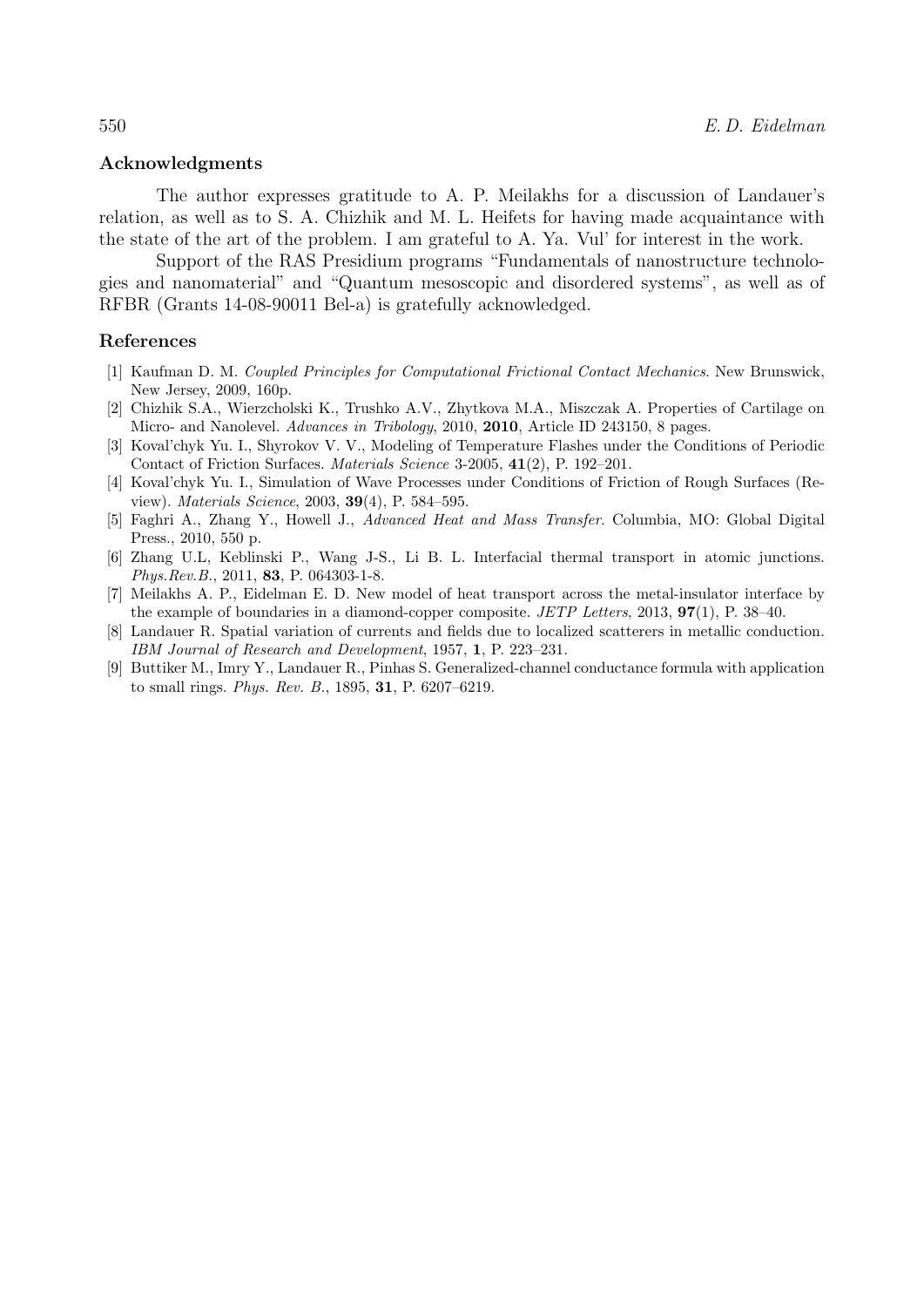## Acknowledgments

The author expresses gratitude to A. P. Meilakhs for a discussion of Landauer's relation, as well as to S. A. Chizhik and M. L. Heifets for having made acquaintance with the state of the art of the problem. I am grateful to A. Ya. Vul' for interest in the work.

Support of the RAS Presidium programs "Fundamentals of nanostructure technologies and nanomaterial" and "Quantum mesoscopic and disordered systems", as well as of RFBR (Grants 14-08-90011 Bel-a) is gratefully acknowledged.

## References

[1] Kaufman D. M. *Coupled Principles for Computational Frictional Contact Mechanics*. New Brunswick, New Jersey, 2009, 160p.

[2] Chizhik S.A., Wierzcholski K., Trushko A.V., Zhytkova M.A., Miszczak A. Properties of Cartilage on Micro- and Nanolevel. *Advances in Tribology*, 2010, **2010**, Article ID 243150, 8 pages.

[3] Koval'chyk Yu. I., Shyrokov V. V., Modeling of Temperature Flashes under the Conditions of Periodic Contact of Friction Surfaces. *Materials Science* 3-2005, **41**(2), P. 192–201.

[4] Koval'chyk Yu. I., Simulation of Wave Processes under Conditions of Friction of Rough Surfaces (Review). *Materials Science*, 2003, **39**(4), P. 584–595.

[5] Faghri A., Zhang Y., Howell J., *Advanced Heat and Mass Transfer*. Columbia, MO: Global Digital Press., 2010, 550 p.

[6] Zhang U.L, Keblinski P., Wang J-S., Li B. L. Interfacial thermal transport in atomic junctions. *Phys.Rev.B.*, 2011, **83**, P. 064303-1-8.

[7] Meilakhs A. P., Eidelman E. D. New model of heat transport across the metal-insulator interface by the example of boundaries in a diamond-copper composite. *JETP Letters*, 2013, **97**(1), P. 38–40.

[8] Landauer R. Spatial variation of currents and fields due to localized scatterers in metallic conduction. *IBM Journal of Research and Development*, 1957, **1**, P. 223–231.

[9] Buttiker M., Imry Y., Landauer R., Pinhas S. Generalized-channel conductance formula with application to small rings. *Phys. Rev. B.*, 1895, **31**, P. 6207–6219.